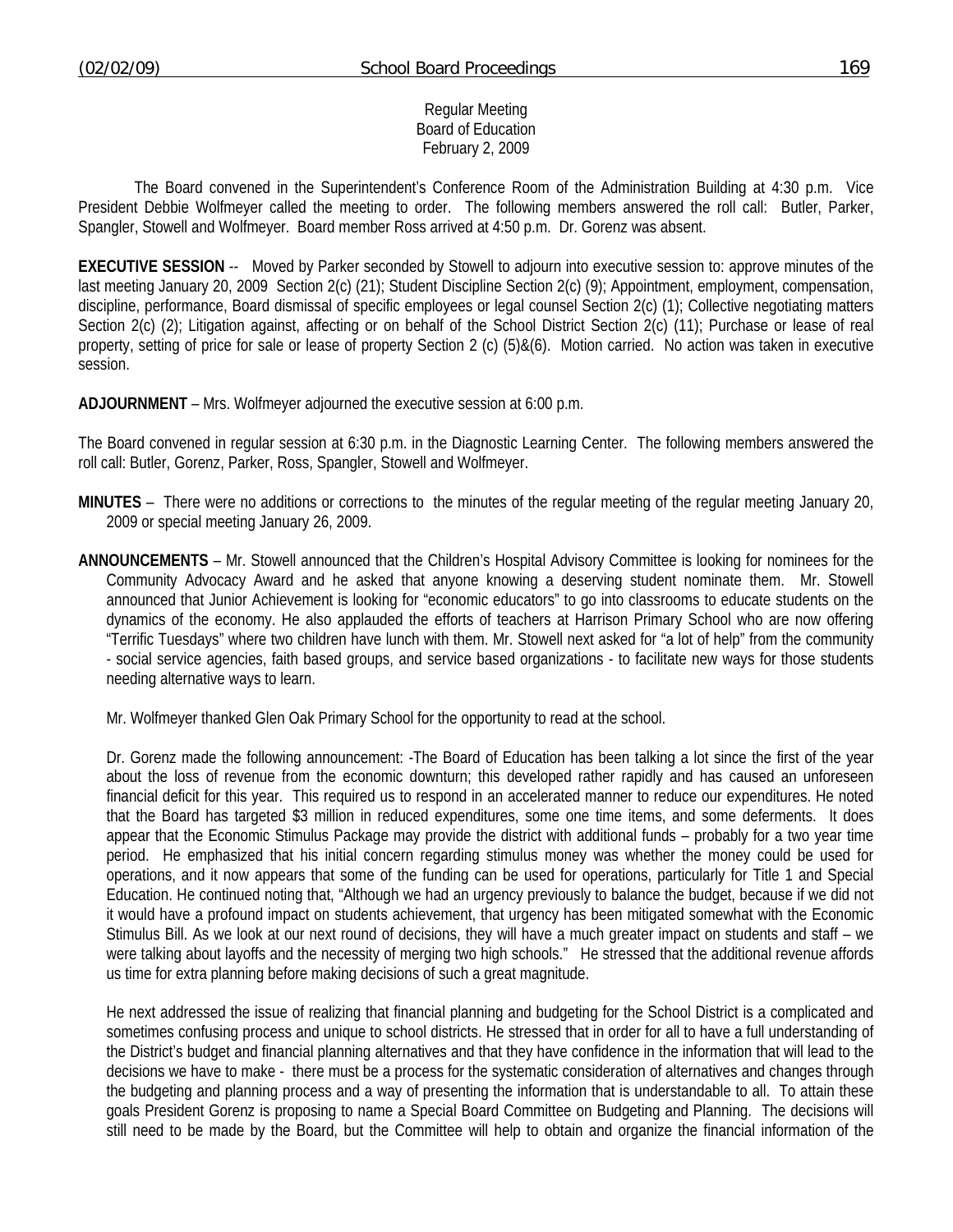Regular Meeting
Board of Education
February 2, 2009

The Board convened in the Superintendent's Conference Room of the Administration Building at 4:30 p.m. Vice President Debbie Wolfmeyer called the meeting to order. The following members answered the roll call: Butler, Parker, Spangler, Stowell and Wolfmeyer. Board member Ross arrived at 4:50 p.m. Dr. Gorenz was absent.

**EXECUTIVE SESSION** -- Moved by Parker seconded by Stowell to adjourn into executive session to: approve minutes of the last meeting January 20, 2009 Section 2(c) (21); Student Discipline Section 2(c) (9); Appointment, employment, compensation, discipline, performance, Board dismissal of specific employees or legal counsel Section 2(c) (1); Collective negotiating matters Section 2(c) (2); Litigation against, affecting or on behalf of the School District Section 2(c) (11); Purchase or lease of real property, setting of price for sale or lease of property Section 2 (c) (5)&(6). Motion carried. No action was taken in executive session.

**ADJOURNMENT** – Mrs. Wolfmeyer adjourned the executive session at 6:00 p.m.

The Board convened in regular session at 6:30 p.m. in the Diagnostic Learning Center. The following members answered the roll call: Butler, Gorenz, Parker, Ross, Spangler, Stowell and Wolfmeyer.

**MINUTES** – There were no additions or corrections to the minutes of the regular meeting of the regular meeting January 20, 2009 or special meeting January 26, 2009.

**ANNOUNCEMENTS** – Mr. Stowell announced that the Children's Hospital Advisory Committee is looking for nominees for the Community Advocacy Award and he asked that anyone knowing a deserving student nominate them. Mr. Stowell announced that Junior Achievement is looking for "economic educators" to go into classrooms to educate students on the dynamics of the economy. He also applauded the efforts of teachers at Harrison Primary School who are now offering "Terrific Tuesdays" where two children have lunch with them. Mr. Stowell next asked for "a lot of help" from the community - social service agencies, faith based groups, and service based organizations - to facilitate new ways for those students needing alternative ways to learn.

Mr. Wolfmeyer thanked Glen Oak Primary School for the opportunity to read at the school.

Dr. Gorenz made the following announcement: -The Board of Education has been talking a lot since the first of the year about the loss of revenue from the economic downturn; this developed rather rapidly and has caused an unforeseen financial deficit for this year. This required us to respond in an accelerated manner to reduce our expenditures. He noted that the Board has targeted $3 million in reduced expenditures, some one time items, and some deferments. It does appear that the Economic Stimulus Package may provide the district with additional funds – probably for a two year time period. He emphasized that his initial concern regarding stimulus money was whether the money could be used for operations, and it now appears that some of the funding can be used for operations, particularly for Title 1 and Special Education. He continued noting that, "Although we had an urgency previously to balance the budget, because if we did not it would have a profound impact on students achievement, that urgency has been mitigated somewhat with the Economic Stimulus Bill. As we look at our next round of decisions, they will have a much greater impact on students and staff – we were talking about layoffs and the necessity of merging two high schools." He stressed that the additional revenue affords us time for extra planning before making decisions of such a great magnitude.

He next addressed the issue of realizing that financial planning and budgeting for the School District is a complicated and sometimes confusing process and unique to school districts. He stressed that in order for all to have a full understanding of the District's budget and financial planning alternatives and that they have confidence in the information that will lead to the decisions we have to make - there must be a process for the systematic consideration of alternatives and changes through the budgeting and planning process and a way of presenting the information that is understandable to all. To attain these goals President Gorenz is proposing to name a Special Board Committee on Budgeting and Planning. The decisions will still need to be made by the Board, but the Committee will help to obtain and organize the financial information of the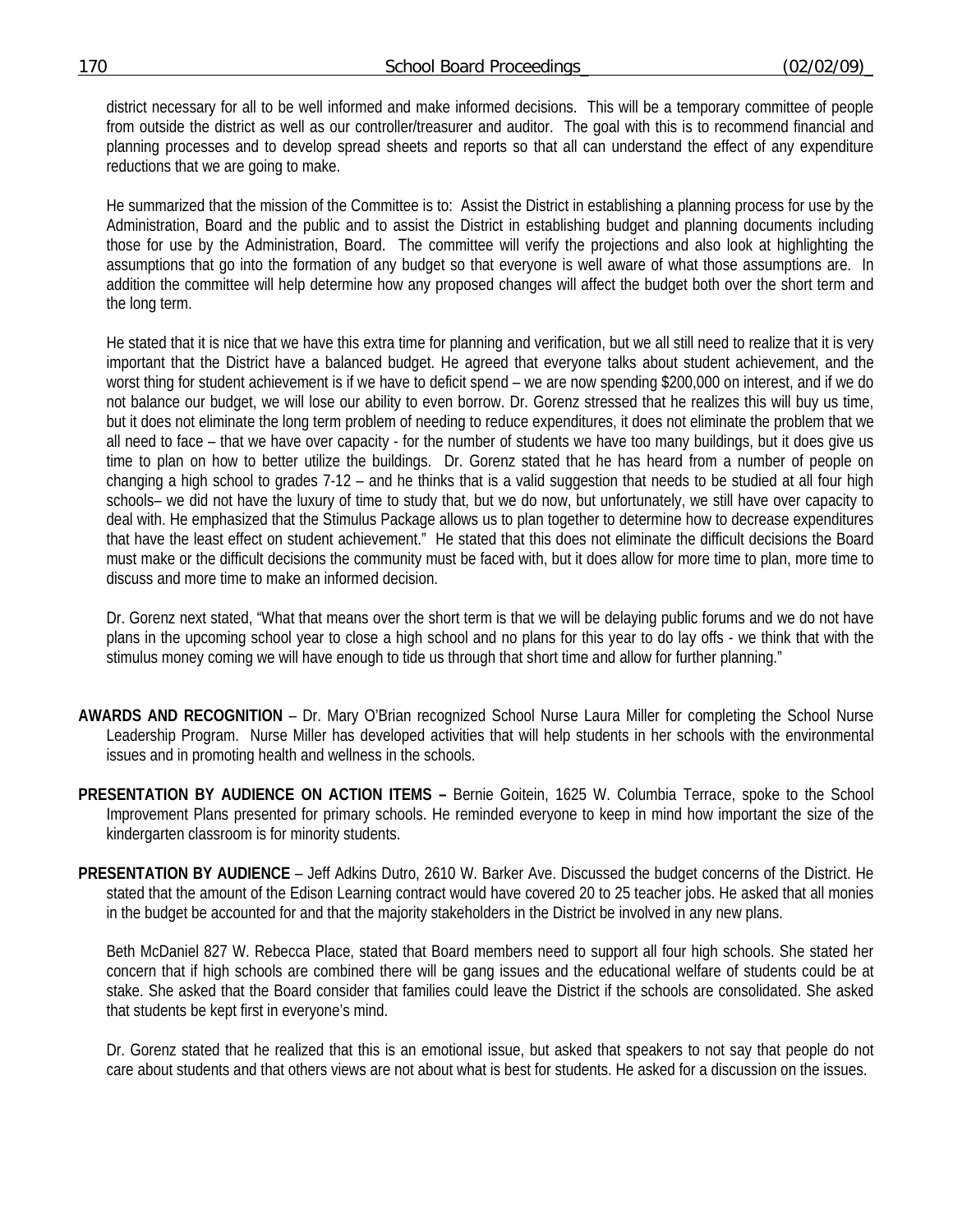district necessary for all to be well informed and make informed decisions. This will be a temporary committee of people from outside the district as well as our controller/treasurer and auditor. The goal with this is to recommend financial and planning processes and to develop spread sheets and reports so that all can understand the effect of any expenditure reductions that we are going to make.

He summarized that the mission of the Committee is to: Assist the District in establishing a planning process for use by the Administration, Board and the public and to assist the District in establishing budget and planning documents including those for use by the Administration, Board. The committee will verify the projections and also look at highlighting the assumptions that go into the formation of any budget so that everyone is well aware of what those assumptions are. In addition the committee will help determine how any proposed changes will affect the budget both over the short term and the long term.

He stated that it is nice that we have this extra time for planning and verification, but we all still need to realize that it is very important that the District have a balanced budget. He agreed that everyone talks about student achievement, and the worst thing for student achievement is if we have to deficit spend – we are now spending $200,000 on interest, and if we do not balance our budget, we will lose our ability to even borrow. Dr. Gorenz stressed that he realizes this will buy us time, but it does not eliminate the long term problem of needing to reduce expenditures, it does not eliminate the problem that we all need to face – that we have over capacity - for the number of students we have too many buildings, but it does give us time to plan on how to better utilize the buildings. Dr. Gorenz stated that he has heard from a number of people on changing a high school to grades 7-12 – and he thinks that is a valid suggestion that needs to be studied at all four high schools– we did not have the luxury of time to study that, but we do now, but unfortunately, we still have over capacity to deal with. He emphasized that the Stimulus Package allows us to plan together to determine how to decrease expenditures that have the least effect on student achievement." He stated that this does not eliminate the difficult decisions the Board must make or the difficult decisions the community must be faced with, but it does allow for more time to plan, more time to discuss and more time to make an informed decision.

Dr. Gorenz next stated, "What that means over the short term is that we will be delaying public forums and we do not have plans in the upcoming school year to close a high school and no plans for this year to do lay offs - we think that with the stimulus money coming we will have enough to tide us through that short time and allow for further planning."

**AWARDS AND RECOGNITION** – Dr. Mary O'Brian recognized School Nurse Laura Miller for completing the School Nurse Leadership Program. Nurse Miller has developed activities that will help students in her schools with the environmental issues and in promoting health and wellness in the schools.

**PRESENTATION BY AUDIENCE ON ACTION ITEMS –** Bernie Goitein, 1625 W. Columbia Terrace, spoke to the School Improvement Plans presented for primary schools. He reminded everyone to keep in mind how important the size of the kindergarten classroom is for minority students.

**PRESENTATION BY AUDIENCE** – Jeff Adkins Dutro, 2610 W. Barker Ave. Discussed the budget concerns of the District. He stated that the amount of the Edison Learning contract would have covered 20 to 25 teacher jobs. He asked that all monies in the budget be accounted for and that the majority stakeholders in the District be involved in any new plans.

Beth McDaniel 827 W. Rebecca Place, stated that Board members need to support all four high schools. She stated her concern that if high schools are combined there will be gang issues and the educational welfare of students could be at stake. She asked that the Board consider that families could leave the District if the schools are consolidated. She asked that students be kept first in everyone's mind.

Dr. Gorenz stated that he realized that this is an emotional issue, but asked that speakers to not say that people do not care about students and that others views are not about what is best for students. He asked for a discussion on the issues.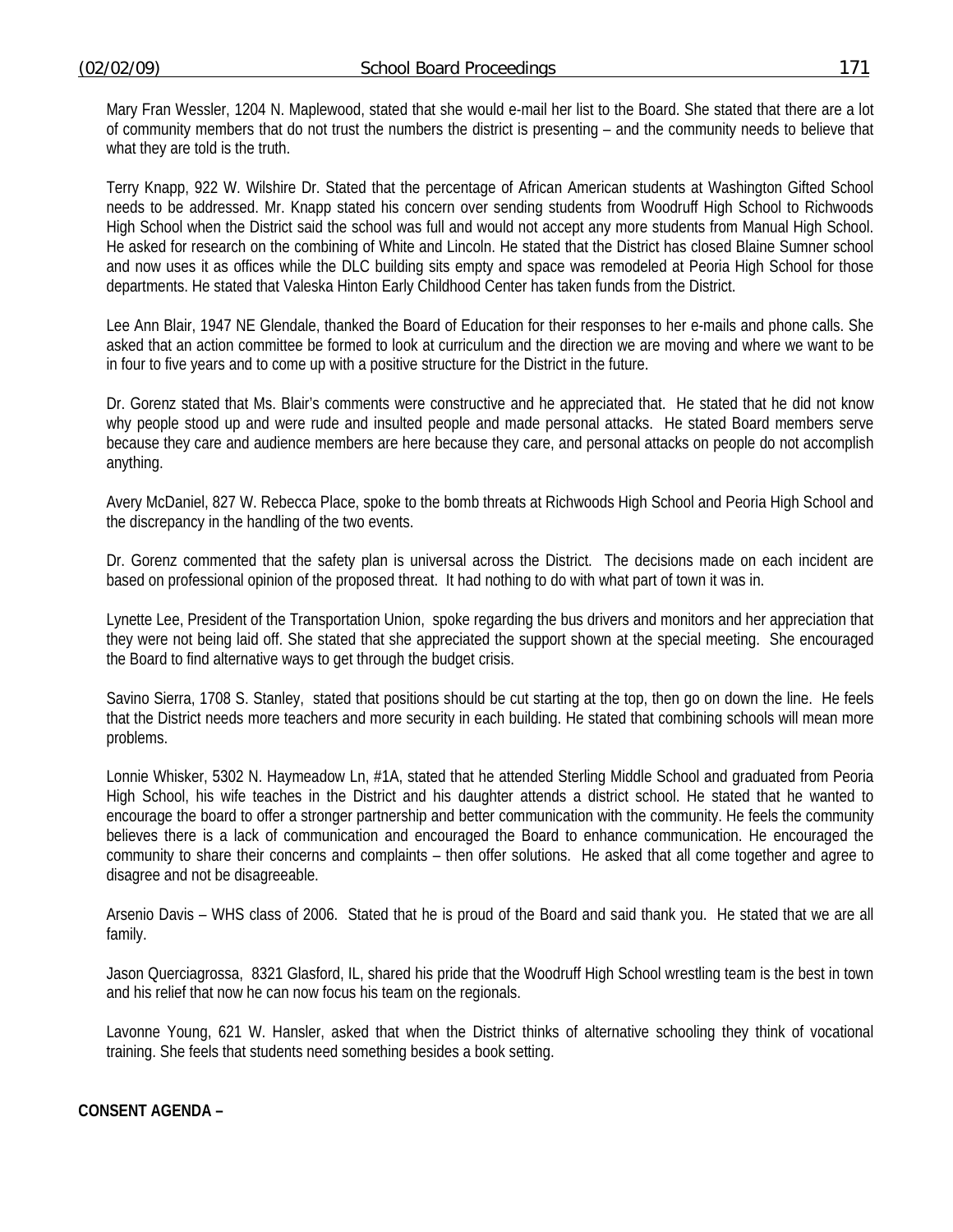Mary Fran Wessler, 1204 N. Maplewood, stated that she would e-mail her list to the Board. She stated that there are a lot of community members that do not trust the numbers the district is presenting – and the community needs to believe that what they are told is the truth.

Terry Knapp, 922 W. Wilshire Dr. Stated that the percentage of African American students at Washington Gifted School needs to be addressed. Mr. Knapp stated his concern over sending students from Woodruff High School to Richwoods High School when the District said the school was full and would not accept any more students from Manual High School. He asked for research on the combining of White and Lincoln. He stated that the District has closed Blaine Sumner school and now uses it as offices while the DLC building sits empty and space was remodeled at Peoria High School for those departments. He stated that Valeska Hinton Early Childhood Center has taken funds from the District.

Lee Ann Blair, 1947 NE Glendale, thanked the Board of Education for their responses to her e-mails and phone calls. She asked that an action committee be formed to look at curriculum and the direction we are moving and where we want to be in four to five years and to come up with a positive structure for the District in the future.

Dr. Gorenz stated that Ms. Blair's comments were constructive and he appreciated that. He stated that he did not know why people stood up and were rude and insulted people and made personal attacks. He stated Board members serve because they care and audience members are here because they care, and personal attacks on people do not accomplish anything.

Avery McDaniel, 827 W. Rebecca Place, spoke to the bomb threats at Richwoods High School and Peoria High School and the discrepancy in the handling of the two events.

Dr. Gorenz commented that the safety plan is universal across the District. The decisions made on each incident are based on professional opinion of the proposed threat. It had nothing to do with what part of town it was in.

Lynette Lee, President of the Transportation Union, spoke regarding the bus drivers and monitors and her appreciation that they were not being laid off. She stated that she appreciated the support shown at the special meeting. She encouraged the Board to find alternative ways to get through the budget crisis.

Savino Sierra, 1708 S. Stanley, stated that positions should be cut starting at the top, then go on down the line. He feels that the District needs more teachers and more security in each building. He stated that combining schools will mean more problems.

Lonnie Whisker, 5302 N. Haymeadow Ln, #1A, stated that he attended Sterling Middle School and graduated from Peoria High School, his wife teaches in the District and his daughter attends a district school. He stated that he wanted to encourage the board to offer a stronger partnership and better communication with the community. He feels the community believes there is a lack of communication and encouraged the Board to enhance communication. He encouraged the community to share their concerns and complaints – then offer solutions. He asked that all come together and agree to disagree and not be disagreeable.

Arsenio Davis – WHS class of 2006. Stated that he is proud of the Board and said thank you. He stated that we are all family.

Jason Querciagrossa, 8321 Glasford, IL, shared his pride that the Woodruff High School wrestling team is the best in town and his relief that now he can now focus his team on the regionals.

Lavonne Young, 621 W. Hansler, asked that when the District thinks of alternative schooling they think of vocational training. She feels that students need something besides a book setting.

**CONSENT AGENDA –**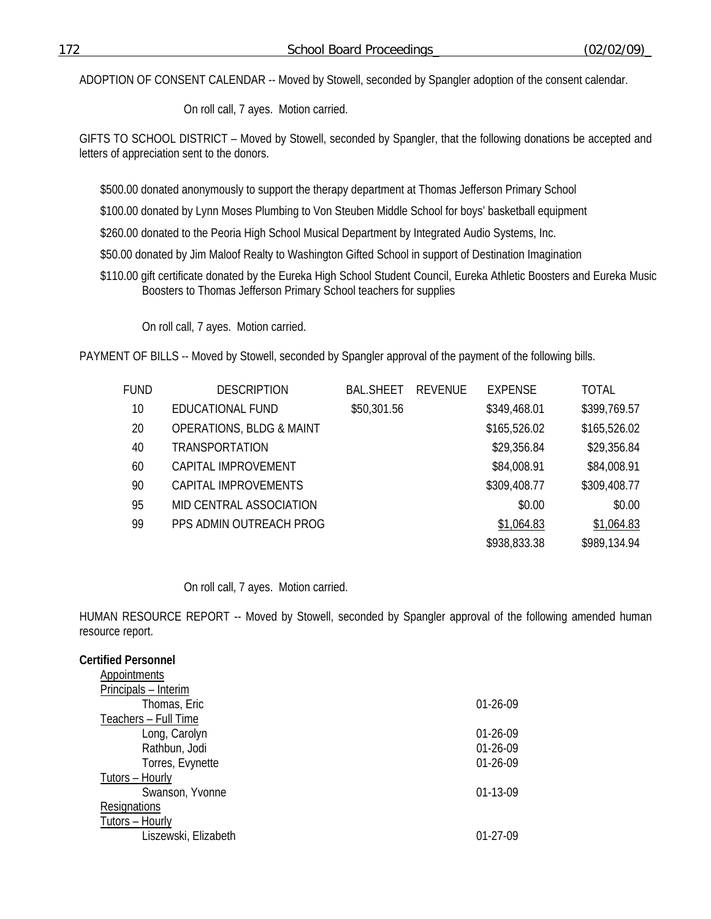ADOPTION OF CONSENT CALENDAR -- Moved by Stowell, seconded by Spangler adoption of the consent calendar.

On roll call, 7 ayes. Motion carried.

GIFTS TO SCHOOL DISTRICT – Moved by Stowell, seconded by Spangler, that the following donations be accepted and letters of appreciation sent to the donors.

$500.00 donated anonymously to support the therapy department at Thomas Jefferson Primary School

$100.00 donated by Lynn Moses Plumbing to Von Steuben Middle School for boys' basketball equipment

$260.00 donated to the Peoria High School Musical Department by Integrated Audio Systems, Inc.

$50.00 donated by Jim Maloof Realty to Washington Gifted School in support of Destination Imagination

$110.00 gift certificate donated by the Eureka High School Student Council, Eureka Athletic Boosters and Eureka Music Boosters to Thomas Jefferson Primary School teachers for supplies

On roll call, 7 ayes. Motion carried.

PAYMENT OF BILLS -- Moved by Stowell, seconded by Spangler approval of the payment of the following bills.

| FUND | DESCRIPTION | BAL.SHEET | REVENUE | EXPENSE | TOTAL |
|---|---|---|---|---|---|
| 10 | EDUCATIONAL FUND | $50,301.56 | | $349,468.01 | $399,769.57 |
| 20 | OPERATIONS, BLDG & MAINT | | | $165,526.02 | $165,526.02 |
| 40 | TRANSPORTATION | | | $29,356.84 | $29,356.84 |
| 60 | CAPITAL IMPROVEMENT | | | $84,008.91 | $84,008.91 |
| 90 | CAPITAL IMPROVEMENTS | | | $309,408.77 | $309,408.77 |
| 95 | MID CENTRAL ASSOCIATION | | | $0.00 | $0.00 |
| 99 | PPS ADMIN OUTREACH PROG | | | $1,064.83 | $1,064.83 |
| | | | | $938,833.38 | $989,134.94 |

On roll call, 7 ayes. Motion carried.

HUMAN RESOURCE REPORT -- Moved by Stowell, seconded by Spangler approval of the following amended human resource report.

**Certified Personnel**

Appointments

Principals – Interim

| | |
|---|---|
| Thomas, Eric | 01-26-09 |

Teachers – Full Time

| | |
|---|---|
| Long, Carolyn | 01-26-09 |
| Rathbun, Jodi | 01-26-09 |
| Torres, Evynette | 01-26-09 |

Tutors – Hourly

| | |
|---|---|
| Swanson, Yvonne | 01-13-09 |

Resignations

Tutors – Hourly

| | |
|---|---|
| Liszewski, Elizabeth | 01-27-09 |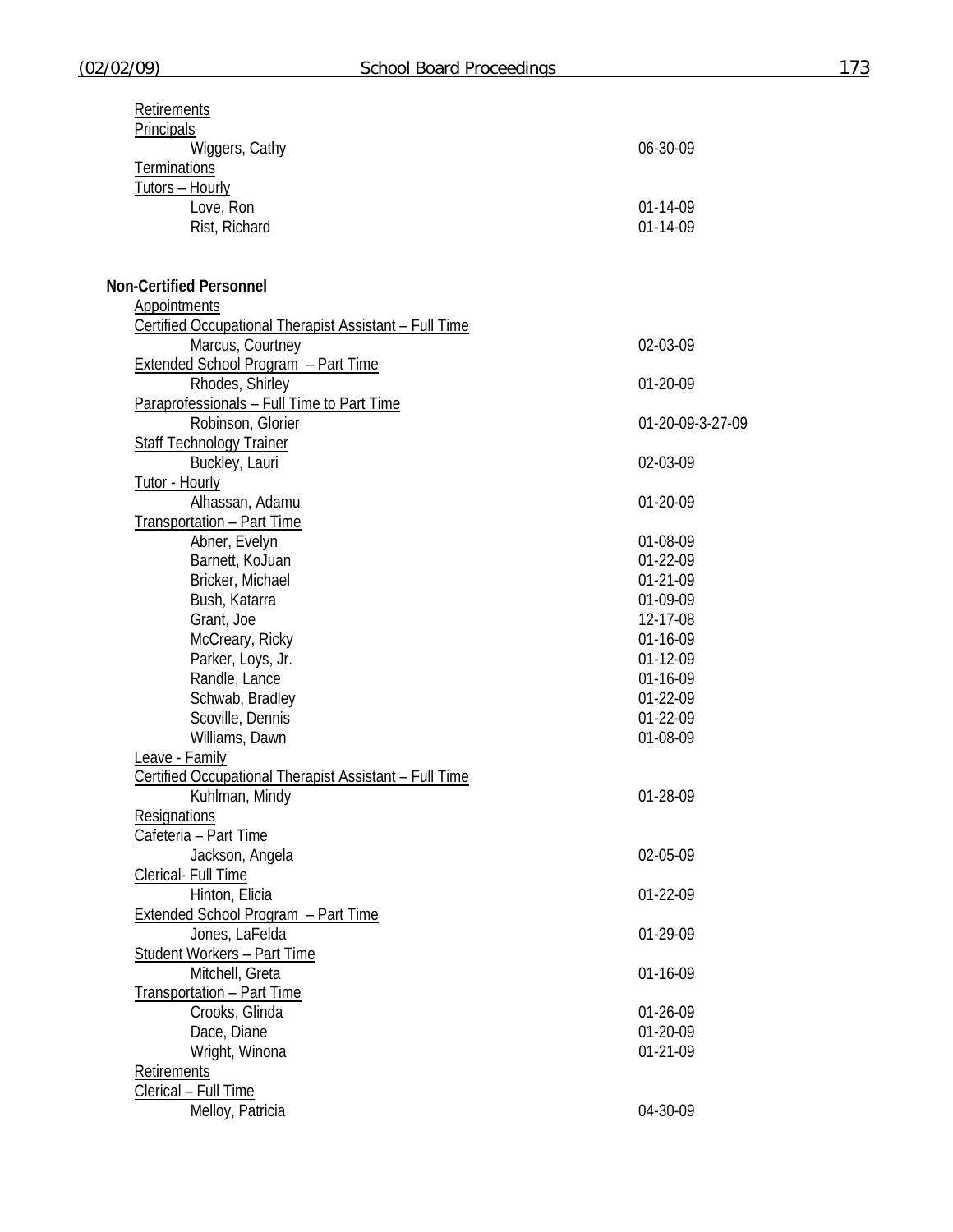Retirements

Principals

| | |
|---|---|
| Wiggers, Cathy | 06-30-09 |

Terminations

Tutors – Hourly

| | |
|---|---|
| Love, Ron | 01-14-09 |
| Rist, Richard | 01-14-09 |

**Non-Certified Personnel**

Appointments

Certified Occupational Therapist Assistant – Full Time

| | |
|---|---|
| Marcus, Courtney | 02-03-09 |

Extended School Program – Part Time

| | |
|---|---|
| Rhodes, Shirley | 01-20-09 |

Paraprofessionals – Full Time to Part Time

| | |
|---|---|
| Robinson, Glorier | 01-20-09-3-27-09 |

Staff Technology Trainer

| | |
|---|---|
| Buckley, Lauri | 02-03-09 |

Tutor - Hourly

| | |
|---|---|
| Alhassan, Adamu | 01-20-09 |

Transportation – Part Time

| | |
|---|---|
| Abner, Evelyn | 01-08-09 |
| Barnett, KoJuan | 01-22-09 |
| Bricker, Michael | 01-21-09 |
| Bush, Katarra | 01-09-09 |
| Grant, Joe | 12-17-08 |
| McCreary, Ricky | 01-16-09 |
| Parker, Loys, Jr. | 01-12-09 |
| Randle, Lance | 01-16-09 |
| Schwab, Bradley | 01-22-09 |
| Scoville, Dennis | 01-22-09 |
| Williams, Dawn | 01-08-09 |

Leave - Family

Certified Occupational Therapist Assistant – Full Time

| | |
|---|---|
| Kuhlman, Mindy | 01-28-09 |

Resignations

Cafeteria – Part Time

| | |
|---|---|
| Jackson, Angela | 02-05-09 |

Clerical- Full Time

| | |
|---|---|
| Hinton, Elicia | 01-22-09 |

Extended School Program – Part Time

| | |
|---|---|
| Jones, LaFelda | 01-29-09 |

Student Workers – Part Time

| | |
|---|---|
| Mitchell, Greta | 01-16-09 |

Transportation – Part Time

| | |
|---|---|
| Crooks, Glinda | 01-26-09 |
| Dace, Diane | 01-20-09 |
| Wright, Winona | 01-21-09 |

Retirements

Clerical – Full Time

| | |
|---|---|
| Melloy, Patricia | 04-30-09 |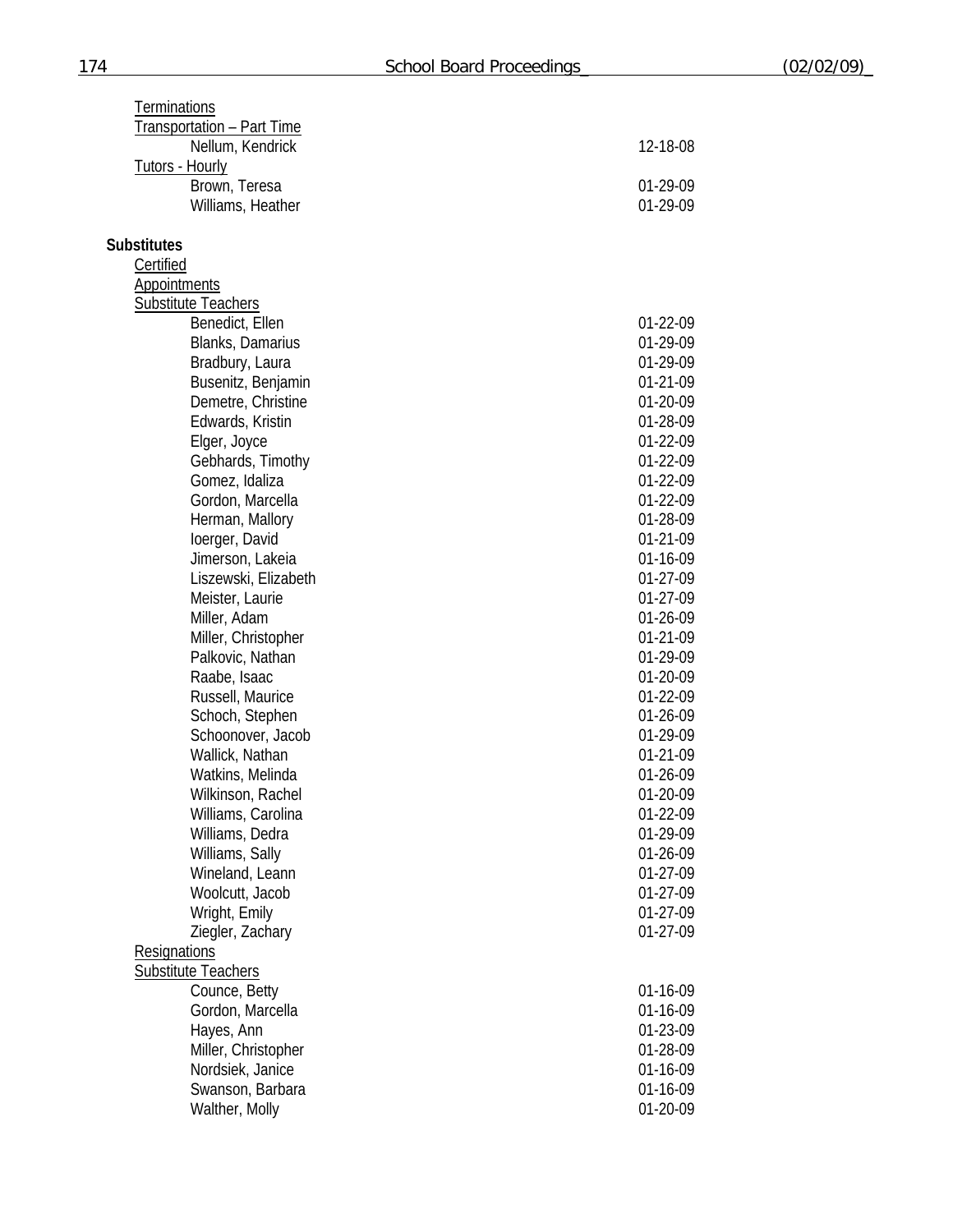Terminations

Transportation – Part Time

| | |
|---|---|
| Nellum, Kendrick | 12-18-08 |

Tutors - Hourly

| | |
|---|---|
| Brown, Teresa | 01-29-09 |
| Williams, Heather | 01-29-09 |

**Substitutes**

Certified

Appointments

Substitute Teachers

| | |
|---|---|
| Benedict, Ellen | 01-22-09 |
| Blanks, Damarius | 01-29-09 |
| Bradbury, Laura | 01-29-09 |
| Busenitz, Benjamin | 01-21-09 |
| Demetre, Christine | 01-20-09 |
| Edwards, Kristin | 01-28-09 |
| Elger, Joyce | 01-22-09 |
| Gebhards, Timothy | 01-22-09 |
| Gomez, Idaliza | 01-22-09 |
| Gordon, Marcella | 01-22-09 |
| Herman, Mallory | 01-28-09 |
| Ioerger, David | 01-21-09 |
| Jimerson, Lakeia | 01-16-09 |
| Liszewski, Elizabeth | 01-27-09 |
| Meister, Laurie | 01-27-09 |
| Miller, Adam | 01-26-09 |
| Miller, Christopher | 01-21-09 |
| Palkovic, Nathan | 01-29-09 |
| Raabe, Isaac | 01-20-09 |
| Russell, Maurice | 01-22-09 |
| Schoch, Stephen | 01-26-09 |
| Schoonover, Jacob | 01-29-09 |
| Wallick, Nathan | 01-21-09 |
| Watkins, Melinda | 01-26-09 |
| Wilkinson, Rachel | 01-20-09 |
| Williams, Carolina | 01-22-09 |
| Williams, Dedra | 01-29-09 |
| Williams, Sally | 01-26-09 |
| Wineland, Leann | 01-27-09 |
| Woolcutt, Jacob | 01-27-09 |
| Wright, Emily | 01-27-09 |
| Ziegler, Zachary | 01-27-09 |

Resignations

Substitute Teachers

| | |
|---|---|
| Counce, Betty | 01-16-09 |
| Gordon, Marcella | 01-16-09 |
| Hayes, Ann | 01-23-09 |
| Miller, Christopher | 01-28-09 |
| Nordsiek, Janice | 01-16-09 |
| Swanson, Barbara | 01-16-09 |
| Walther, Molly | 01-20-09 |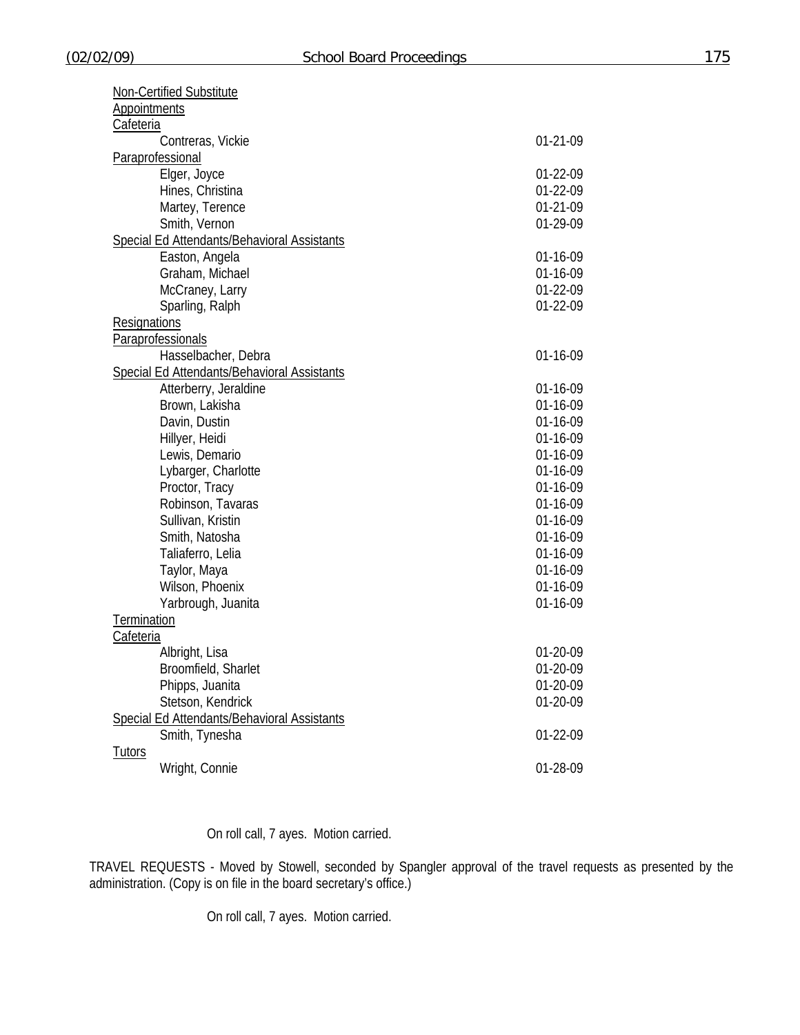Non-Certified Substitute

Appointments

Cafeteria

| | |
|---|---|
| Contreras, Vickie | 01-21-09 |

Paraprofessional

| | |
|---|---|
| Elger, Joyce | 01-22-09 |
| Hines, Christina | 01-22-09 |
| Martey, Terence | 01-21-09 |
| Smith, Vernon | 01-29-09 |

Special Ed Attendants/Behavioral Assistants

| | |
|---|---|
| Easton, Angela | 01-16-09 |
| Graham, Michael | 01-16-09 |
| McCraney, Larry | 01-22-09 |
| Sparling, Ralph | 01-22-09 |

Resignations

Paraprofessionals

| | |
|---|---|
| Hasselbacher, Debra | 01-16-09 |

Special Ed Attendants/Behavioral Assistants

| | |
|---|---|
| Atterberry, Jeraldine | 01-16-09 |
| Brown, Lakisha | 01-16-09 |
| Davin, Dustin | 01-16-09 |
| Hillyer, Heidi | 01-16-09 |
| Lewis, Demario | 01-16-09 |
| Lybarger, Charlotte | 01-16-09 |
| Proctor, Tracy | 01-16-09 |
| Robinson, Tavaras | 01-16-09 |
| Sullivan, Kristin | 01-16-09 |
| Smith, Natosha | 01-16-09 |
| Taliaferro, Lelia | 01-16-09 |
| Taylor, Maya | 01-16-09 |
| Wilson, Phoenix | 01-16-09 |
| Yarbrough, Juanita | 01-16-09 |

Termination

Cafeteria

| | |
|---|---|
| Albright, Lisa | 01-20-09 |
| Broomfield, Sharlet | 01-20-09 |
| Phipps, Juanita | 01-20-09 |
| Stetson, Kendrick | 01-20-09 |

Special Ed Attendants/Behavioral Assistants

| | |
|---|---|
| Smith, Tynesha | 01-22-09 |

Tutors

| | |
|---|---|
| Wright, Connie | 01-28-09 |

On roll call, 7 ayes. Motion carried.

TRAVEL REQUESTS - Moved by Stowell, seconded by Spangler approval of the travel requests as presented by the administration. (Copy is on file in the board secretary's office.)

On roll call, 7 ayes. Motion carried.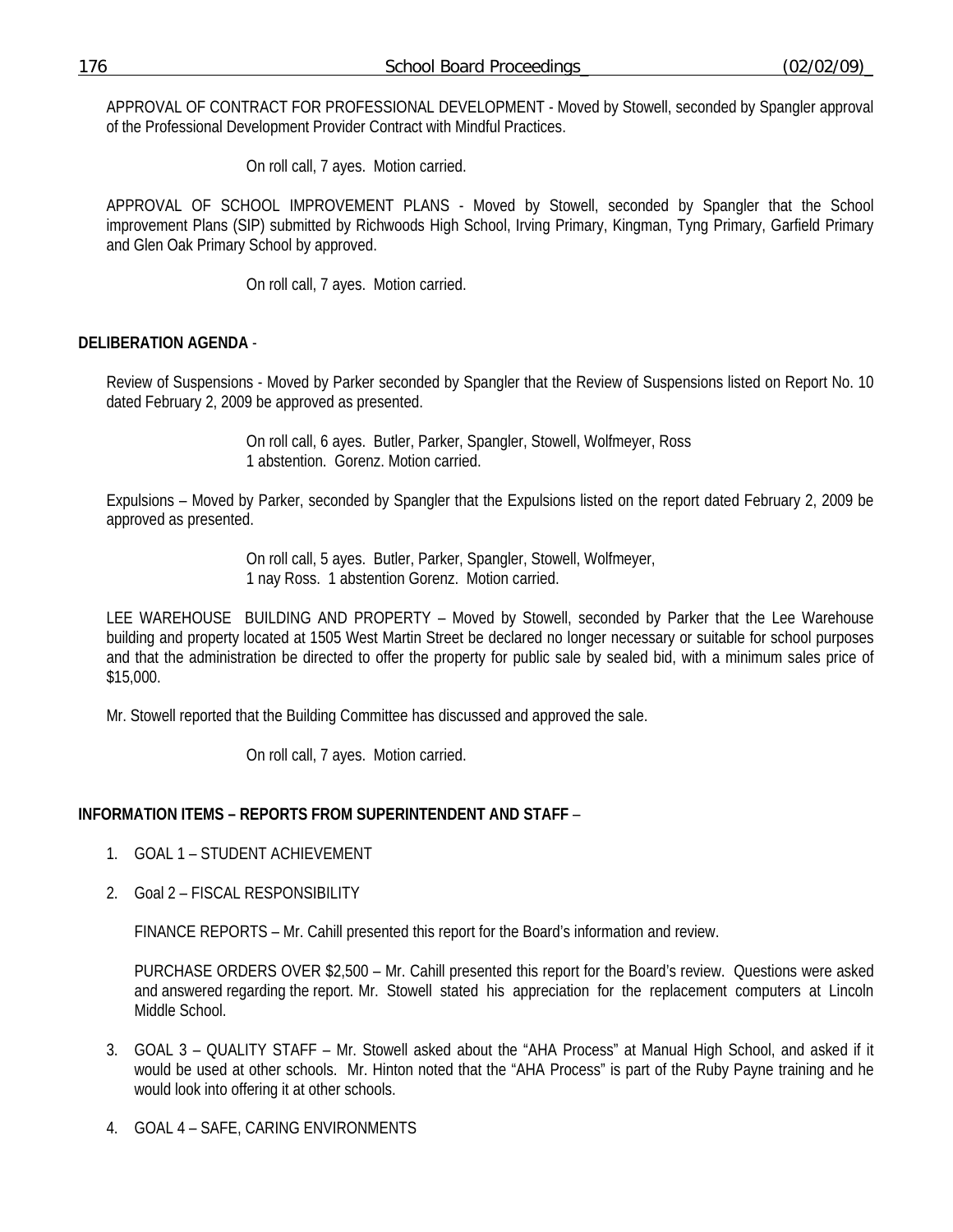APPROVAL OF CONTRACT FOR PROFESSIONAL DEVELOPMENT - Moved by Stowell, seconded by Spangler approval of the Professional Development Provider Contract with Mindful Practices.

On roll call, 7 ayes. Motion carried.

APPROVAL OF SCHOOL IMPROVEMENT PLANS - Moved by Stowell, seconded by Spangler that the School improvement Plans (SIP) submitted by Richwoods High School, Irving Primary, Kingman, Tyng Primary, Garfield Primary and Glen Oak Primary School by approved.

On roll call, 7 ayes. Motion carried.

**DELIBERATION AGENDA** -

Review of Suspensions - Moved by Parker seconded by Spangler that the Review of Suspensions listed on Report No. 10 dated February 2, 2009 be approved as presented.

On roll call, 6 ayes. Butler, Parker, Spangler, Stowell, Wolfmeyer, Ross
1 abstention. Gorenz. Motion carried.

Expulsions – Moved by Parker, seconded by Spangler that the Expulsions listed on the report dated February 2, 2009 be approved as presented.

On roll call, 5 ayes. Butler, Parker, Spangler, Stowell, Wolfmeyer,
1 nay Ross. 1 abstention Gorenz. Motion carried.

LEE WAREHOUSE BUILDING AND PROPERTY – Moved by Stowell, seconded by Parker that the Lee Warehouse building and property located at 1505 West Martin Street be declared no longer necessary or suitable for school purposes and that the administration be directed to offer the property for public sale by sealed bid, with a minimum sales price of $15,000.

Mr. Stowell reported that the Building Committee has discussed and approved the sale.

On roll call, 7 ayes. Motion carried.

**INFORMATION ITEMS – REPORTS FROM SUPERINTENDENT AND STAFF** –

1. GOAL 1 – STUDENT ACHIEVEMENT

2. Goal 2 – FISCAL RESPONSIBILITY

   FINANCE REPORTS – Mr. Cahill presented this report for the Board's information and review.

   PURCHASE ORDERS OVER $2,500 – Mr. Cahill presented this report for the Board's review. Questions were asked and answered regarding the report. Mr. Stowell stated his appreciation for the replacement computers at Lincoln Middle School.

3. GOAL 3 – QUALITY STAFF – Mr. Stowell asked about the "AHA Process" at Manual High School, and asked if it would be used at other schools. Mr. Hinton noted that the "AHA Process" is part of the Ruby Payne training and he would look into offering it at other schools.

4. GOAL 4 – SAFE, CARING ENVIRONMENTS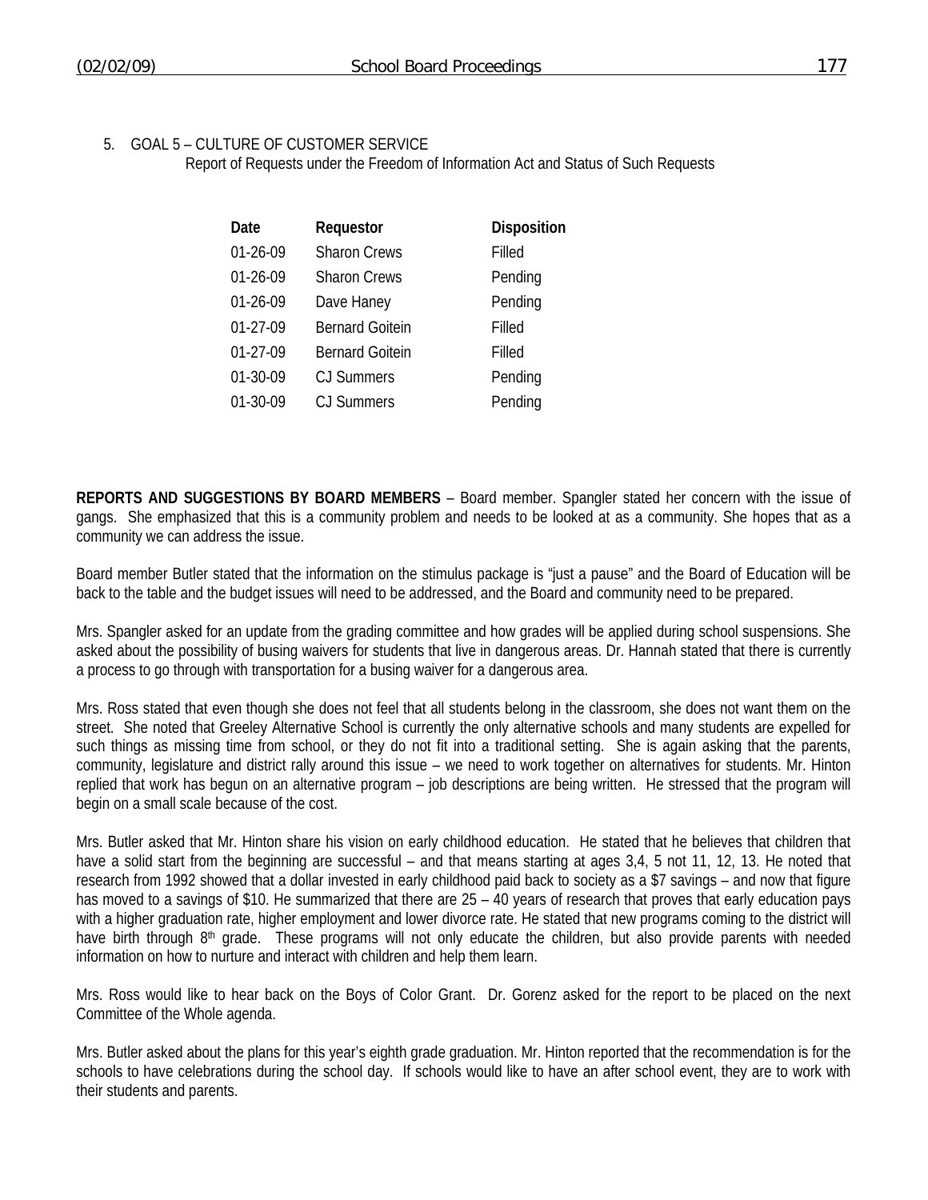5. GOAL 5 – CULTURE OF CUSTOMER SERVICE
   Report of Requests under the Freedom of Information Act and Status of Such Requests

| Date | Requestor | Disposition |
|---|---|---|
| 01-26-09 | Sharon Crews | Filled |
| 01-26-09 | Sharon Crews | Pending |
| 01-26-09 | Dave Haney | Pending |
| 01-27-09 | Bernard Goitein | Filled |
| 01-27-09 | Bernard Goitein | Filled |
| 01-30-09 | CJ Summers | Pending |
| 01-30-09 | CJ Summers | Pending |

**REPORTS AND SUGGESTIONS BY BOARD MEMBERS** – Board member. Spangler stated her concern with the issue of gangs. She emphasized that this is a community problem and needs to be looked at as a community. She hopes that as a community we can address the issue.

Board member Butler stated that the information on the stimulus package is "just a pause" and the Board of Education will be back to the table and the budget issues will need to be addressed, and the Board and community need to be prepared.

Mrs. Spangler asked for an update from the grading committee and how grades will be applied during school suspensions. She asked about the possibility of busing waivers for students that live in dangerous areas. Dr. Hannah stated that there is currently a process to go through with transportation for a busing waiver for a dangerous area.

Mrs. Ross stated that even though she does not feel that all students belong in the classroom, she does not want them on the street. She noted that Greeley Alternative School is currently the only alternative schools and many students are expelled for such things as missing time from school, or they do not fit into a traditional setting. She is again asking that the parents, community, legislature and district rally around this issue – we need to work together on alternatives for students. Mr. Hinton replied that work has begun on an alternative program – job descriptions are being written. He stressed that the program will begin on a small scale because of the cost.

Mrs. Butler asked that Mr. Hinton share his vision on early childhood education. He stated that he believes that children that have a solid start from the beginning are successful – and that means starting at ages 3,4, 5 not 11, 12, 13. He noted that research from 1992 showed that a dollar invested in early childhood paid back to society as a $7 savings – and now that figure has moved to a savings of $10. He summarized that there are 25 – 40 years of research that proves that early education pays with a higher graduation rate, higher employment and lower divorce rate. He stated that new programs coming to the district will have birth through 8th grade. These programs will not only educate the children, but also provide parents with needed information on how to nurture and interact with children and help them learn.

Mrs. Ross would like to hear back on the Boys of Color Grant. Dr. Gorenz asked for the report to be placed on the next Committee of the Whole agenda.

Mrs. Butler asked about the plans for this year's eighth grade graduation. Mr. Hinton reported that the recommendation is for the schools to have celebrations during the school day. If schools would like to have an after school event, they are to work with their students and parents.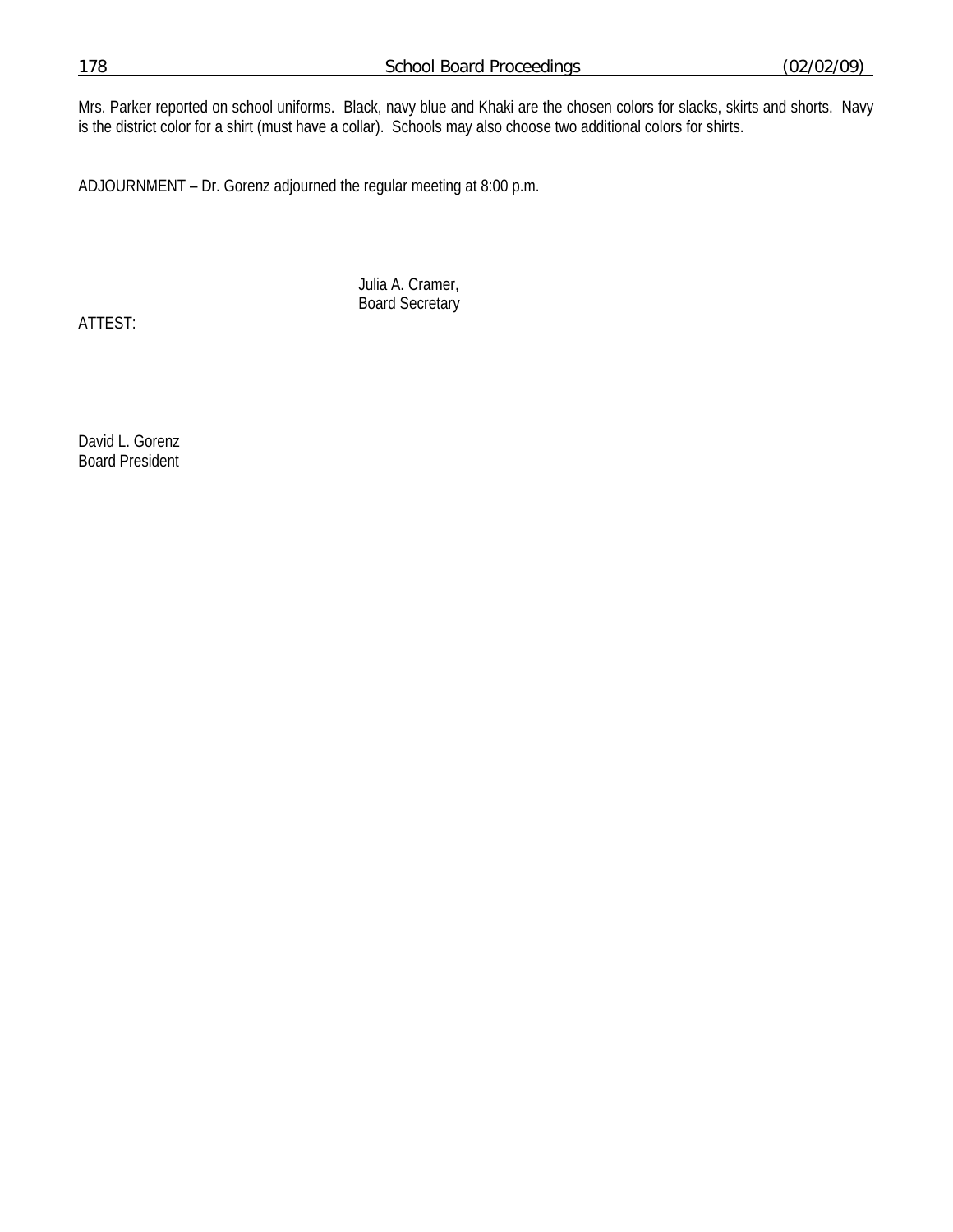Mrs. Parker reported on school uniforms. Black, navy blue and Khaki are the chosen colors for slacks, skirts and shorts. Navy is the district color for a shirt (must have a collar). Schools may also choose two additional colors for shirts.

ADJOURNMENT – Dr. Gorenz adjourned the regular meeting at 8:00 p.m.

Julia A. Cramer,
Board Secretary

ATTEST:

David L. Gorenz
Board President